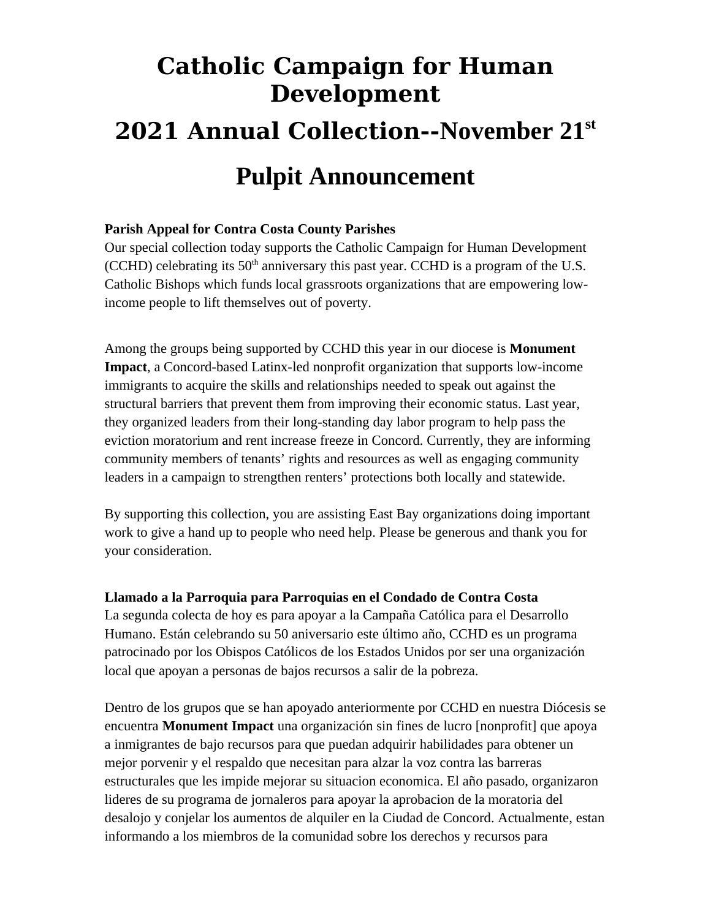# Catholic Campaign for Human Development

## 2021 Annual Collection--November 21st

## Pulpit Announcement

**Parish Appeal for Contra Costa County Parishes**
Our special collection today supports the Catholic Campaign for Human Development (CCHD) celebrating its 50th anniversary this past year. CCHD is a program of the U.S. Catholic Bishops which funds local grassroots organizations that are empowering low-income people to lift themselves out of poverty.

Among the groups being supported by CCHD this year in our diocese is **Monument Impact**, a Concord-based Latinx-led nonprofit organization that supports low-income immigrants to acquire the skills and relationships needed to speak out against the structural barriers that prevent them from improving their economic status. Last year, they organized leaders from their long-standing day labor program to help pass the eviction moratorium and rent increase freeze in Concord. Currently, they are informing community members of tenants' rights and resources as well as engaging community leaders in a campaign to strengthen renters' protections both locally and statewide.

By supporting this collection, you are assisting East Bay organizations doing important work to give a hand up to people who need help. Please be generous and thank you for your consideration.

**Llamado a la Parroquia para Parroquias en el Condado de Contra Costa**
La segunda colecta de hoy es para apoyar a la Campaña Católica para el Desarrollo Humano. Están celebrando su 50 aniversario este último año, CCHD es un programa patrocinado por los Obispos Católicos de los Estados Unidos por ser una organización local que apoyan a personas de bajos recursos a salir de la pobreza.

Dentro de los grupos que se han apoyado anteriormente por CCHD en nuestra Diócesis se encuentra **Monument Impact** una organización sin fines de lucro [nonprofit] que apoya a inmigrantes de bajo recursos para que puedan adquirir habilidades para obtener un mejor porvenir y el respaldo que necesitan para alzar la voz contra las barreras estructurales que les impide mejorar su situacion economica. El año pasado, organizaron lideres de su programa de jornaleros para apoyar la aprobacion de la moratoria del desalojo y conjelar los aumentos de alquiler en la Ciudad de Concord. Actualmente, estan informando a los miembros de la comunidad sobre los derechos y recursos para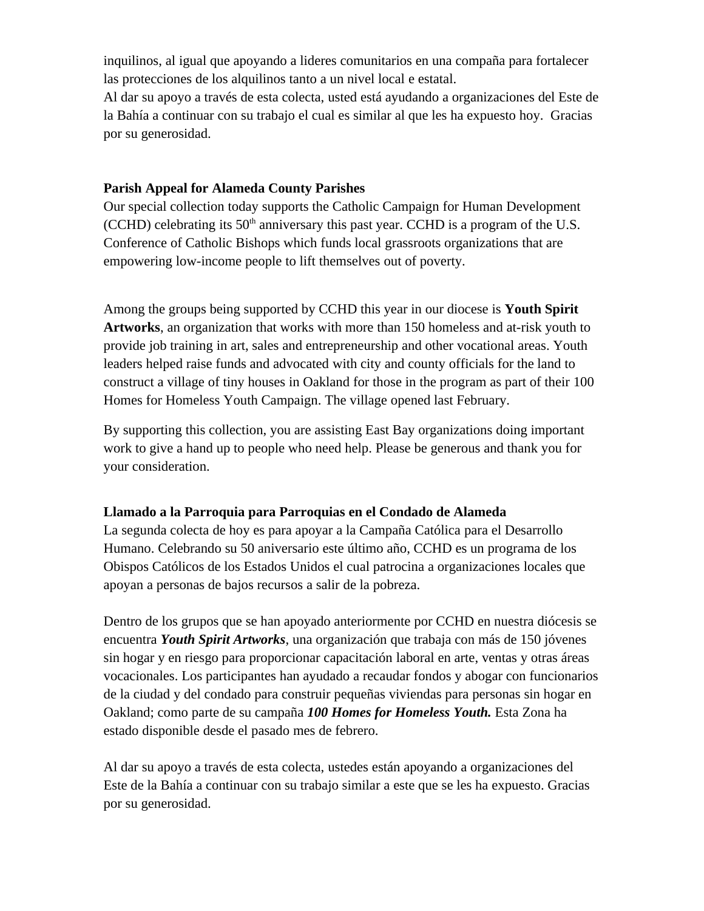inquilinos, al igual que apoyando a lideres comunitarios en una compaña para fortalecer las protecciones de los alquilinos tanto a un nivel local e estatal.
Al dar su apoyo a través de esta colecta, usted está ayudando a organizaciones del Este de la Bahía a continuar con su trabajo el cual es similar al que les ha expuesto hoy. Gracias por su generosidad.

**Parish Appeal for Alameda County Parishes**
Our special collection today supports the Catholic Campaign for Human Development (CCHD) celebrating its 50th anniversary this past year. CCHD is a program of the U.S. Conference of Catholic Bishops which funds local grassroots organizations that are empowering low-income people to lift themselves out of poverty.

Among the groups being supported by CCHD this year in our diocese is **Youth Spirit Artworks**, an organization that works with more than 150 homeless and at-risk youth to provide job training in art, sales and entrepreneurship and other vocational areas. Youth leaders helped raise funds and advocated with city and county officials for the land to construct a village of tiny houses in Oakland for those in the program as part of their 100 Homes for Homeless Youth Campaign. The village opened last February.

By supporting this collection, you are assisting East Bay organizations doing important work to give a hand up to people who need help. Please be generous and thank you for your consideration.

**Llamado a la Parroquia para Parroquias en el Condado de Alameda**
La segunda colecta de hoy es para apoyar a la Campaña Católica para el Desarrollo Humano. Celebrando su 50 aniversario este último año, CCHD es un programa de los Obispos Católicos de los Estados Unidos el cual patrocina a organizaciones locales que apoyan a personas de bajos recursos a salir de la pobreza.

Dentro de los grupos que se han apoyado anteriormente por CCHD en nuestra diócesis se encuentra ***Youth Spirit Artworks***, una organización que trabaja con más de 150 jóvenes sin hogar y en riesgo para proporcionar capacitación laboral en arte, ventas y otras áreas vocacionales. Los participantes han ayudado a recaudar fondos y abogar con funcionarios de la ciudad y del condado para construir pequeñas viviendas para personas sin hogar en Oakland; como parte de su campaña ***100 Homes for Homeless Youth.*** Esta Zona ha estado disponible desde el pasado mes de febrero.

Al dar su apoyo a través de esta colecta, ustedes están apoyando a organizaciones del Este de la Bahía a continuar con su trabajo similar a este que se les ha expuesto. Gracias por su generosidad.